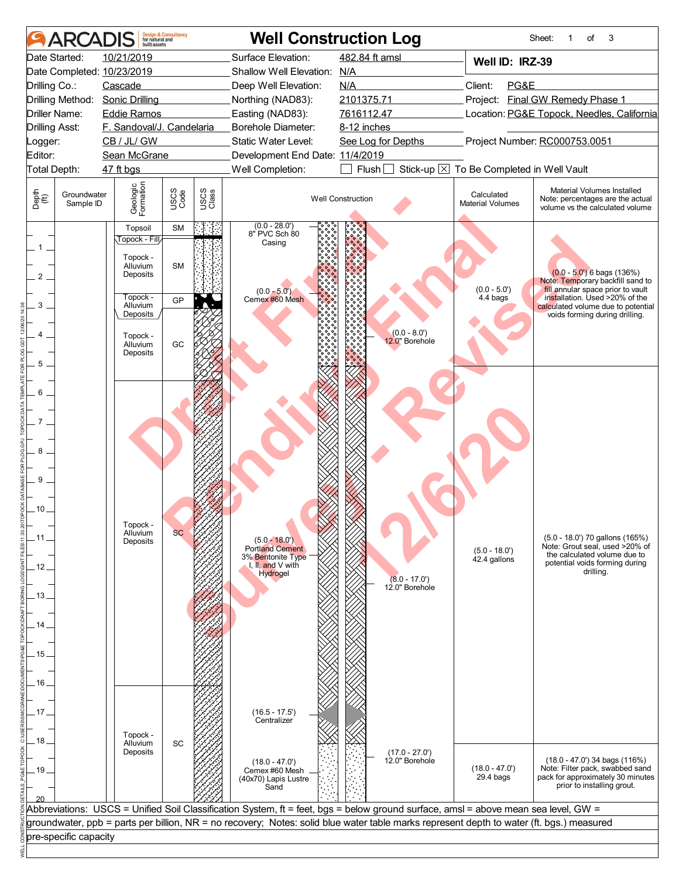# ARCADIS Design & Consultancy for natural and built assets

# Well Construction Log

Sheet: 1 of 3

| | | | |
|---|---|---|---|
| Date Started: | 10/21/2019 | Surface Elevation: | 482.84 ft amsl |
| Date Completed: | 10/23/2019 | Shallow Well Elevation: | N/A |
| Drilling Co.: | Cascade | Deep Well Elevation: | N/A |
| Drilling Method: | Sonic Drilling | Northing (NAD83): | 2101375.71 |
| Driller Name: | Eddie Ramos | Easting (NAD83): | 7616112.47 |
| Drilling Asst: | F. Sandoval/J. Candelaria | Borehole Diameter: | 8-12 inches |
| Logger: | CB / JL/ GW | Static Water Level: | See Log for Depths |
| Editor: | Sean McGrane | Development End Date: | 11/4/2019 |
| Total Depth: | 47 ft bgs | Well Completion: | ☐ Flush ☐ Stick-up ☒ To Be Completed in Well Vault |

**Well ID: IRZ-39**

Client: PG&E
Project: Final GW Remedy Phase 1
Location: PG&E Topock, Needles, California
Project Number: RC000753.0051

| Depth (ft) | Groundwater Sample ID | Geologic Formation | USCS Code | Well Construction | Calculated Material Volumes | Material Volumes Installed (Note: percentages are the actual volume vs the calculated volume) |
|---|---|---|---|---|---|---|
| 0 | | Topsoil | SM | (0.0 - 28.0') 8" PVC Sch 80 Casing | | |
| 0.5 | | Topock - Fill | | | | |
| 1 - 2.5 | | Topock - Alluvium Deposits | SM | (0.0 - 5.0') Cemex #60 Mesh | (0.0 - 5.0') 4.4 bags | (0.0 - 5.0') 6 bags (136%) Note: Temporary backfill sand to fill annular space prior to vault installation. Used >20% of the calculated volume due to potential voids forming during drilling. |
| 2.5 - 3 | | Topock - Alluvium Deposits | GP | (0.0 - 8.0') 12.0" Borehole | | |
| 3 - 5.5 | | Topock - Alluvium Deposits | GC | | | |
| 5.5 - 16 | | Topock - Alluvium Deposits | SC | (5.0 - 18.0') Portland Cement 3% Bentonite Type I, II, and V with Hydrogel; (8.0 - 17.0') 12.0" Borehole | (5.0 - 18.0') 42.4 gallons | (5.0 - 18.0') 70 gallons (165%) Note: Grout seal, used >20% of the calculated volume due to potential voids forming during drilling. |
| 16 - 20 | | Topock - Alluvium Deposits | SC | (16.5 - 17.5') Centralizer; (17.0 - 27.0') 12.0" Borehole; (18.0 - 47.0') Cemex #60 Mesh (40x70) Lapis Lustre Sand | (18.0 - 47.0') 29.4 bags | (18.0 - 47.0') 34 bags (116%) Note: Filter pack, swabbed sand pack for approximately 30 minutes prior to installing grout. |

Abbreviations: USCS = Unified Soil Classification System, ft = feet, bgs = below ground surface, amsl = above mean sea level, GW = groundwater, ppb = parts per billion, NR = no recovery; Notes: solid blue water table marks represent depth to water (ft. bgs.) measured pre-specific capacity

Draft Final - Pending Final Survey - Revised 12/6/20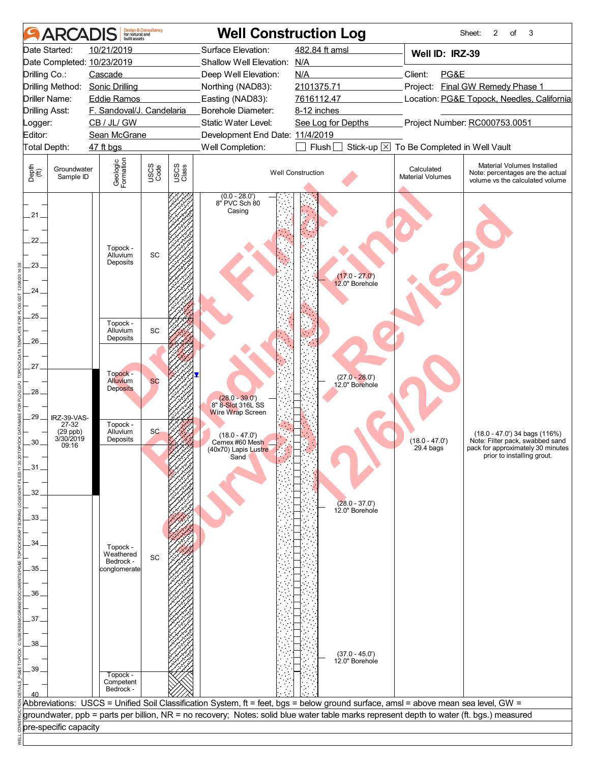# Well Construction Log

Sheet: 2 of 3

| | | | |
|---|---|---|---|
| Date Started: | 10/21/2019 | Surface Elevation: | 482.84 ft amsl |
| Date Completed: | 10/23/2019 | Shallow Well Elevation: | N/A |
| Drilling Co.: | Cascade | Deep Well Elevation: | N/A |
| Drilling Method: | Sonic Drilling | Northing (NAD83): | 2101375.71 |
| Driller Name: | Eddie Ramos | Easting (NAD83): | 7616112.47 |
| Drilling Asst: | F. Sandoval/J. Candelaria | Borehole Diameter: | 8-12 inches |
| Logger: | CB / JL/ GW | Static Water Level: | See Log for Depths |
| Editor: | Sean McGrane | Development End Date: | 11/4/2019 |
| Total Depth: | 47 ft bgs | Well Completion: | ☐ Flush ☐ Stick-up ☒ To Be Completed in Well Vault |

**Well ID: IRZ-39**

Client: PG&E
Project: Final GW Remedy Phase 1
Location: PG&E Topock, Needles, California
Project Number: RC000753.0051

| Depth (ft) | Groundwater Sample ID | Geologic Formation | USCS Code | Well Construction | Calculated Material Volumes | Material Volumes Installed (Note: percentages are the actual volume vs the calculated volume) |
|---|---|---|---|---|---|---|
| 21–25 | | Topock - Alluvium Deposits | SC | (0.0 - 28.0') 8" PVC Sch 80 Casing; (17.0 - 27.0') 12.0" Borehole | | |
| 25–27 | | Topock - Alluvium Deposits | SC | | | |
| 27–29 | | Topock - Alluvium Deposits | SC | (27.0 - 28.0') 12.0" Borehole; (28.0 - 39.0') 8" 8-Slot 316L SS Wire Wrap Screen | | |
| 29–31 | IRZ-39-VAS-27-32 (29 ppb) 3/30/2019 09:16 | Topock - Alluvium Deposits | SC | (18.0 - 47.0') Cemex #60 Mesh (40x70) Lapis Lustre Sand | (18.0 - 47.0') 29.4 bags | (18.0 - 47.0') 34 bags (116%) Note: Filter pack, swabbed sand pack for approximately 30 minutes prior to installing grout. |
| 31–39 | | Topock - Weathered Bedrock - conglomerate | SC | (28.0 - 37.0') 12.0" Borehole; (37.0 - 45.0') 12.0" Borehole | | |
| 39–40 | | Topock - Competent Bedrock - | | | | |

Abbreviations: USCS = Unified Soil Classification System, ft = feet, bgs = below ground surface, amsl = above mean sea level, GW = groundwater, ppb = parts per billion, NR = no recovery; Notes: solid blue water table marks represent depth to water (ft. bgs.) measured pre-specific capacity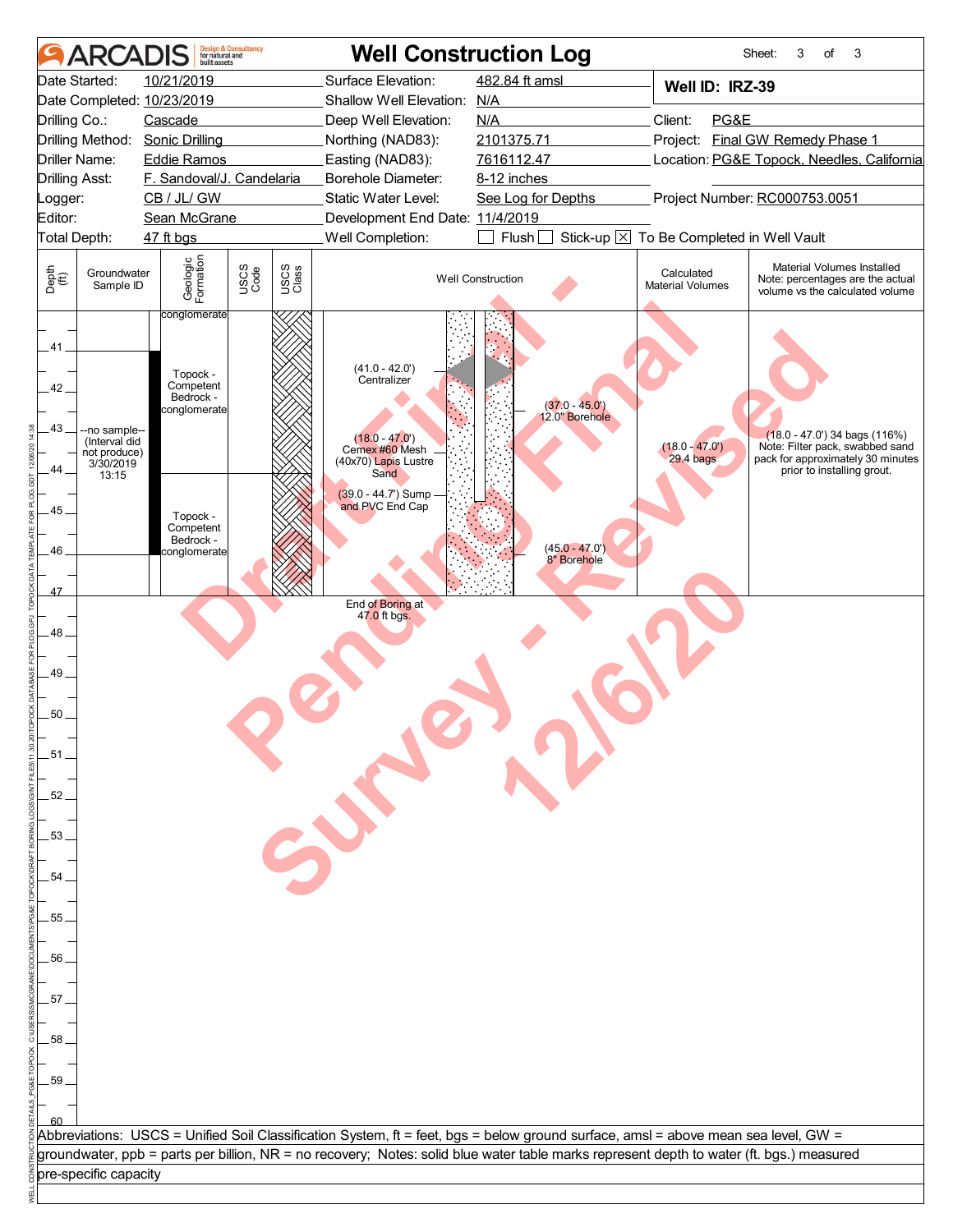# ARCADIS Well Construction Log

Sheet: 3 of 3

| | | | |
|---|---|---|---|
| Date Started: | 10/21/2019 | Surface Elevation: | 482.84 ft amsl |
| Date Completed: | 10/23/2019 | Shallow Well Elevation: | N/A |
| Drilling Co.: | Cascade | Deep Well Elevation: | N/A |
| Drilling Method: | Sonic Drilling | Northing (NAD83): | 2101375.71 |
| Driller Name: | Eddie Ramos | Easting (NAD83): | 7616112.47 |
| Drilling Asst: | F. Sandoval/J. Candelaria | Borehole Diameter: | 8-12 inches |
| Logger: | CB / JL/ GW | Static Water Level: | See Log for Depths |
| Editor: | Sean McGrane | Development End Date: | 11/4/2019 |
| Total Depth: | 47 ft bgs | Well Completion: | ☐ Flush ☐ Stick-up ☒ To Be Completed in Well Vault |

**Well ID: IRZ-39**

Client: PG&E

Project: Final GW Remedy Phase 1

Location: PG&E Topock, Needles, California

Project Number: RC000753.0051

| Depth (ft) | Groundwater Sample ID | Geologic Formation | USCS Code | USCS Class | Well Construction | Calculated Material Volumes | Material Volumes Installed (Note: percentages are the actual volume vs the calculated volume) |
|---|---|---|---|---|---|---|---|
| 41–44 | --no sample-- (Interval did not produce) 3/30/2019 13:15 | Topock - Competent Bedrock - conglomerate | | | (41.0 - 42.0') Centralizer; (37.0 - 45.0') 12.0" Borehole; (18.0 - 47.0') Cemex #60 Mesh (40x70) Lapis Lustre Sand | (18.0 - 47.0') 29.4 bags | (18.0 - 47.0') 34 bags (116%) Note: Filter pack, swabbed sand pack for approximately 30 minutes prior to installing grout. |
| 44–47 | | Topock - Competent Bedrock - conglomerate | | | (39.0 - 44.7') Sump and PVC End Cap; (45.0 - 47.0') 8" Borehole | | |

End of Boring at 47.0 ft bgs.

Abbreviations: USCS = Unified Soil Classification System, ft = feet, bgs = below ground surface, amsl = above mean sea level, GW = groundwater, ppb = parts per billion, NR = no recovery; Notes: solid blue water table marks represent depth to water (ft. bgs.) measured pre-specific capacity

Draft Final - Pending Final Survey - Revised 12/6/20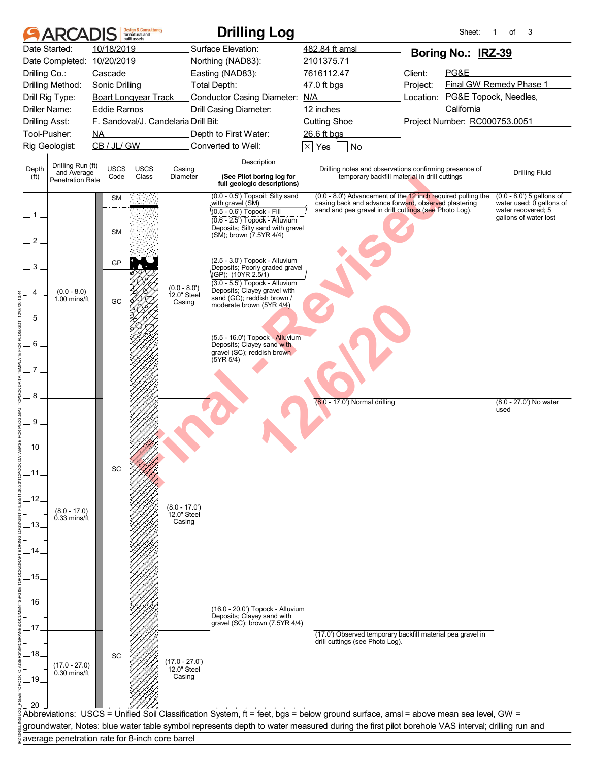# ARCADIS Drilling Log

Sheet: 1 of 3

| | | | | | |
|---|---|---|---|---|---|
| Date Started: | 10/18/2019 | Surface Elevation: | 482.84 ft amsl | **Boring No.: IRZ-39** | |
| Date Completed: | 10/20/2019 | Northing (NAD83): | 2101375.71 | | |
| Drilling Co.: | Cascade | Easting (NAD83): | 7616112.47 | Client: | PG&E |
| Drilling Method: | Sonic Drilling | Total Depth: | 47.0 ft bgs | Project: | Final GW Remedy Phase 1 |
| Drill Rig Type: | Boart Longyear Track | Conductor Casing Diameter: | N/A | Location: | PG&E Topock, Needles, California |
| Driller Name: | Eddie Ramos | Drill Casing Diameter: | 12 inches | | |
| Drilling Asst: | F. Sandoval/J. Candelaria | Drill Bit: | Cutting Shoe | Project Number: | RC000753.0051 |
| Tool-Pusher: | NA | Depth to First Water: | 26.6 ft bgs | | |
| Rig Geologist: | CB / JL/ GW | Converted to Well: | [X] Yes [ ] No | | |

| Depth (ft) | Drilling Run (ft) and Average Penetration Rate | USCS Code | Casing Diameter | Description (See Pilot boring log for full geologic descriptions) | Drilling notes and observations confirming presence of temporary backfill material in drill cuttings | Drilling Fluid |
|---|---|---|---|---|---|---|
| 0–8 | (0.0 - 8.0) 1.00 mins/ft | SM | (0.0 - 8.0') 12.0" Steel Casing | (0.0 - 0.5') Topsoil; Silty sand with gravel (SM) | (0.0 - 8.0') Advancement of the 12 inch required pulling the casing back and advance forward, observed plastering sand and pea gravel in drill cuttings (see Photo Log). | (0.0 - 8.0') 5 gallons of water used; 0 gallons of water recovered; 5 gallons of water lost |
| | | | | (0.5 - 0.6') Topock - Fill | | |
| | | SM | | (0.6 - 2.5') Topock - Alluvium Deposits; Silty sand with gravel (SM); brown (7.5YR 4/4) | | |
| | | GP | | (2.5 - 3.0') Topock - Alluvium Deposits; Poorly graded gravel (GP); (10YR 2.5/1) | | |
| | | GC | | (3.0 - 5.5') Topock - Alluvium Deposits; Clayey gravel with sand (GC); reddish brown / moderate brown (5YR 4/4) | | |
| | | SC | | (5.5 - 16.0') Topock - Alluvium Deposits; Clayey sand with gravel (SC); reddish brown (5YR 5/4) | | |
| 8–17 | (8.0 - 17.0) 0.33 mins/ft | SC | (8.0 - 17.0') 12.0" Steel Casing | | (8.0 - 17.0') Normal drilling | (8.0 - 27.0') No water used |
| | | | | (16.0 - 20.0') Topock - Alluvium Deposits; Clayey sand with gravel (SC); brown (7.5YR 4/4) | | |
| 17–27 | (17.0 - 27.0) 0.30 mins/ft | SC | (17.0 - 27.0') 12.0" Steel Casing | | (17.0') Observed temporary backfill material pea gravel in drill cuttings (see Photo Log). | |

Abbreviations: USCS = Unified Soil Classification System, ft = feet, bgs = below ground surface, amsl = above mean sea level, GW = groundwater, Notes: blue water table symbol represents depth to water measured during the first pilot borehole VAS interval; drilling run and average penetration rate for 8-inch core barrel

Final - Revised 12/6/20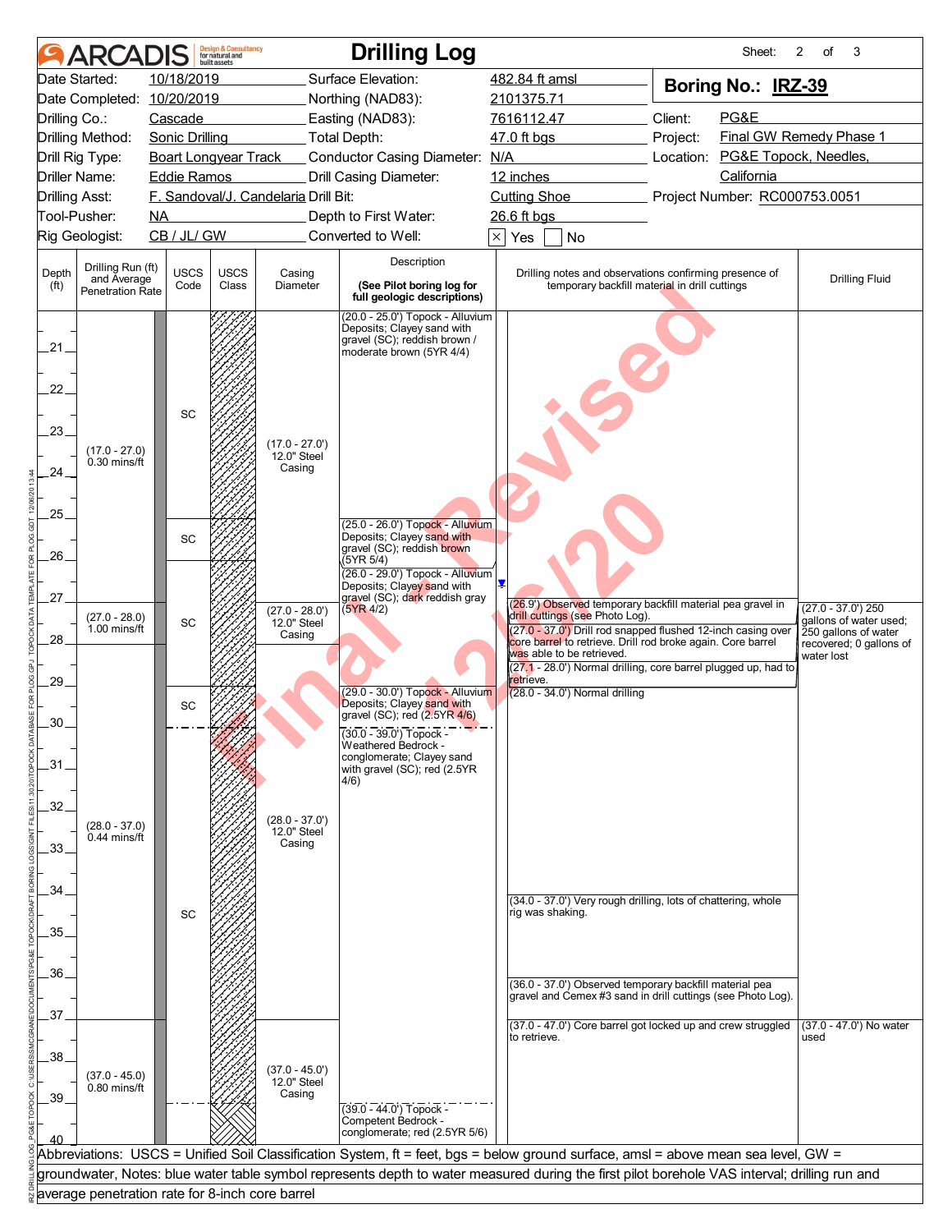# ARCADIS Drilling Log

| | | | | | |
|---|---|---|---|---|---|
| Date Started: | 10/18/2019 | Surface Elevation: | 482.84 ft amsl | **Boring No.: IRZ-39** | |
| Date Completed: | 10/20/2019 | Northing (NAD83): | 2101375.71 | | |
| Drilling Co.: | Cascade | Easting (NAD83): | 7616112.47 | Client: | PG&E |
| Drilling Method: | Sonic Drilling | Total Depth: | 47.0 ft bgs | Project: | Final GW Remedy Phase 1 |
| Drill Rig Type: | Boart Longyear Track | Conductor Casing Diameter: | N/A | Location: | PG&E Topock, Needles, California |
| Driller Name: | Eddie Ramos | Drill Casing Diameter: | 12 inches | | |
| Drilling Asst: | F. Sandoval/J. Candelaria | Drill Bit: | Cutting Shoe | Project Number: | RC000753.0051 |
| Tool-Pusher: | NA | Depth to First Water: | 26.6 ft bgs | | |
| Rig Geologist: | CB / JL/ GW | Converted to Well: | ☒ Yes ☐ No | | |

| Depth (ft) | Drilling Run (ft) and Average Penetration Rate | USCS Code | Casing Diameter | Description (See Pilot boring log for full geologic descriptions) | Drilling notes and observations confirming presence of temporary backfill material in drill cuttings | Drilling Fluid |
|---|---|---|---|---|---|---|
| 20–25 | (17.0 - 27.0) 0.30 mins/ft | SC | (17.0 - 27.0') 12.0" Steel Casing | (20.0 - 25.0') Topock - Alluvium Deposits; Clayey sand with gravel (SC); reddish brown / moderate brown (5YR 4/4) | | |
| 25–26 | | SC | | (25.0 - 26.0') Topock - Alluvium Deposits; Clayey sand with gravel (SC); reddish brown (5YR 5/4) | | |
| 26–29 | (27.0 - 28.0) 1.00 mins/ft | SC | (27.0 - 28.0') 12.0" Steel Casing | (26.0 - 29.0') Topock - Alluvium Deposits; Clayey sand with gravel (SC); dark reddish gray (5YR 4/2) | (26.9') Observed temporary backfill material pea gravel in drill cuttings (see Photo Log).<br>(27.0 - 37.0') Drill rod snapped flushed 12-inch casing over core barrel to retrieve. Drill rod broke again. Core barrel was able to be retrieved.<br>(27.1 - 28.0') Normal drilling, core barrel plugged up, had to retrieve. | (27.0 - 37.0') 250 gallons of water used; 250 gallons of water recovered; 0 gallons of water lost |
| 29–30 | (28.0 - 37.0) 0.44 mins/ft | SC | (28.0 - 37.0') 12.0" Steel Casing | (29.0 - 30.0') Topock - Alluvium Deposits; Clayey sand with gravel (SC); red (2.5YR 4/6) | (28.0 - 34.0') Normal drilling | |
| 30–39 | | SC | | (30.0 - 39.0') Topock - Weathered Bedrock - conglomerate; Clayey sand with gravel (SC); red (2.5YR 4/6) | (34.0 - 37.0') Very rough drilling, lots of chattering, whole rig was shaking.<br>(36.0 - 37.0') Observed temporary backfill material pea gravel and Cemex #3 sand in drill cuttings (see Photo Log). | |
| 37–40 | (37.0 - 45.0) 0.80 mins/ft | | (37.0 - 45.0') 12.0" Steel Casing | (39.0 - 44.0') Topock - Competent Bedrock - conglomerate; red (2.5YR 5/6) | (37.0 - 47.0') Core barrel got locked up and crew struggled to retrieve. | (37.0 - 47.0') No water used |

Abbreviations: USCS = Unified Soil Classification System, ft = feet, bgs = below ground surface, amsl = above mean sea level, GW = groundwater, Notes: blue water table symbol represents depth to water measured during the first pilot borehole VAS interval; drilling run and average penetration rate for 8-inch core barrel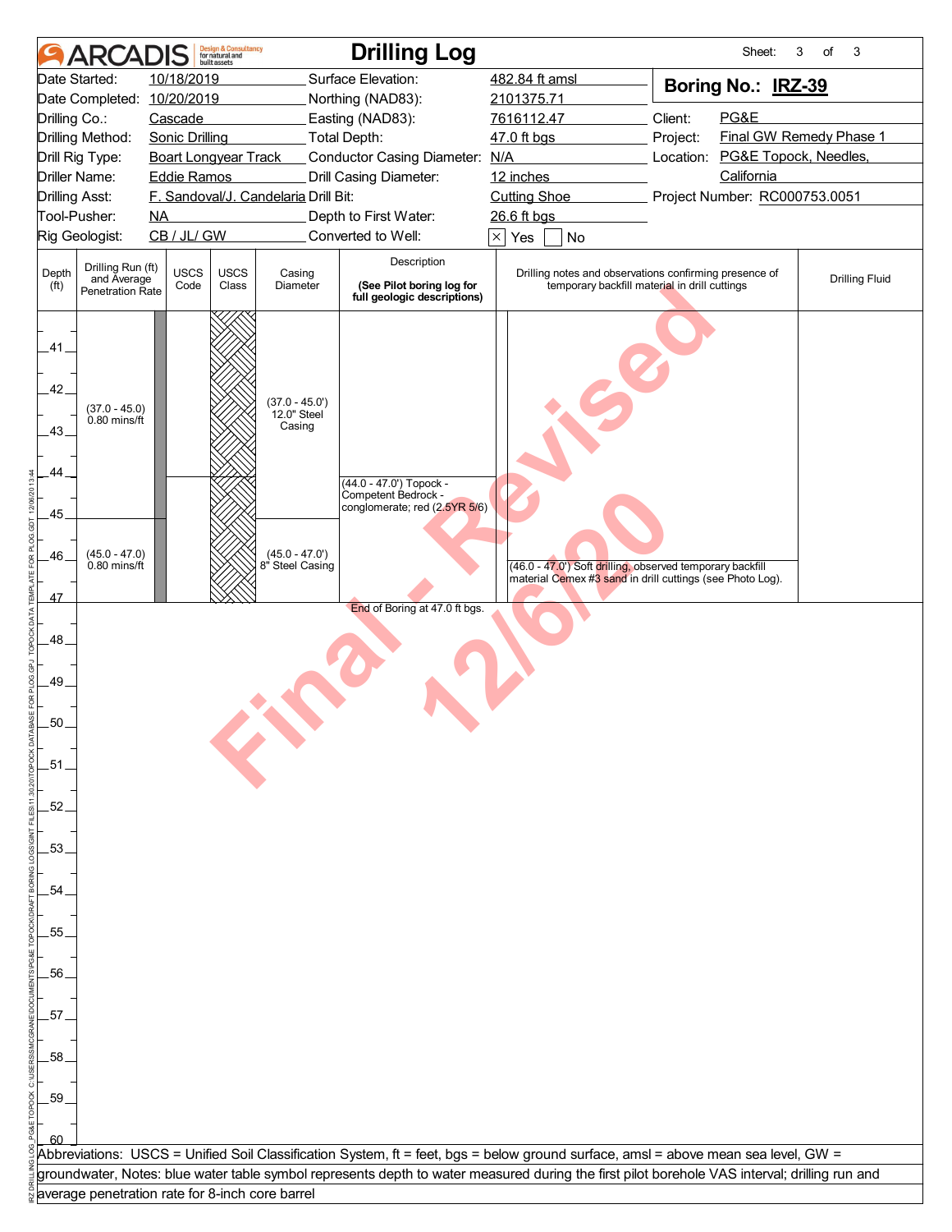# ARCADIS Drilling Log

Sheet: 3 of 3

| | | | |
|---|---|---|---|
| Date Started: | 10/18/2019 | Surface Elevation: | 482.84 ft amsl |
| Date Completed: | 10/20/2019 | Northing (NAD83): | 2101375.71 |
| Drilling Co.: | Cascade | Easting (NAD83): | 7616112.47 |
| Drilling Method: | Sonic Drilling | Total Depth: | 47.0 ft bgs |
| Drill Rig Type: | Boart Longyear Track | Conductor Casing Diameter: | N/A |
| Driller Name: | Eddie Ramos | Drill Casing Diameter: | 12 inches |
| Drilling Asst: | F. Sandoval/J. Candelaria | Drill Bit: | Cutting Shoe |
| Tool-Pusher: | NA | Depth to First Water: | 26.6 ft bgs |
| Rig Geologist: | CB / JL/ GW | Converted to Well: | ☒ Yes ☐ No |

**Boring No.: IRZ-39**

Client: PG&E
Project: Final GW Remedy Phase 1
Location: PG&E Topock, Needles, California
Project Number: RC000753.0051

| Depth (ft) | Drilling Run (ft) and Average Penetration Rate | USCS Code | USCS Class | Casing Diameter | Description (See Pilot boring log for full geologic descriptions) | Drilling notes and observations confirming presence of temporary backfill material in drill cuttings | Drilling Fluid |
|---|---|---|---|---|---|---|---|
| 41–44 | (37.0 - 45.0) 0.80 mins/ft | | | (37.0 - 45.0') 12.0" Steel Casing | | | |
| 44–46 | | | | | (44.0 - 47.0') Topock - Competent Bedrock - conglomerate; red (2.5YR 5/6) | | |
| 46–47 | (45.0 - 47.0) 0.80 mins/ft | | | (45.0 - 47.0') 8" Steel Casing | | (46.0 - 47.0') Soft drilling, observed temporary backfill material Cemex #3 sand in drill cuttings (see Photo Log). | |

End of Boring at 47.0 ft bgs.

Final - Revised 12/6/20

Abbreviations: USCS = Unified Soil Classification System, ft = feet, bgs = below ground surface, amsl = above mean sea level, GW = groundwater, Notes: blue water table symbol represents depth to water measured during the first pilot borehole VAS interval; drilling run and average penetration rate for 8-inch core barrel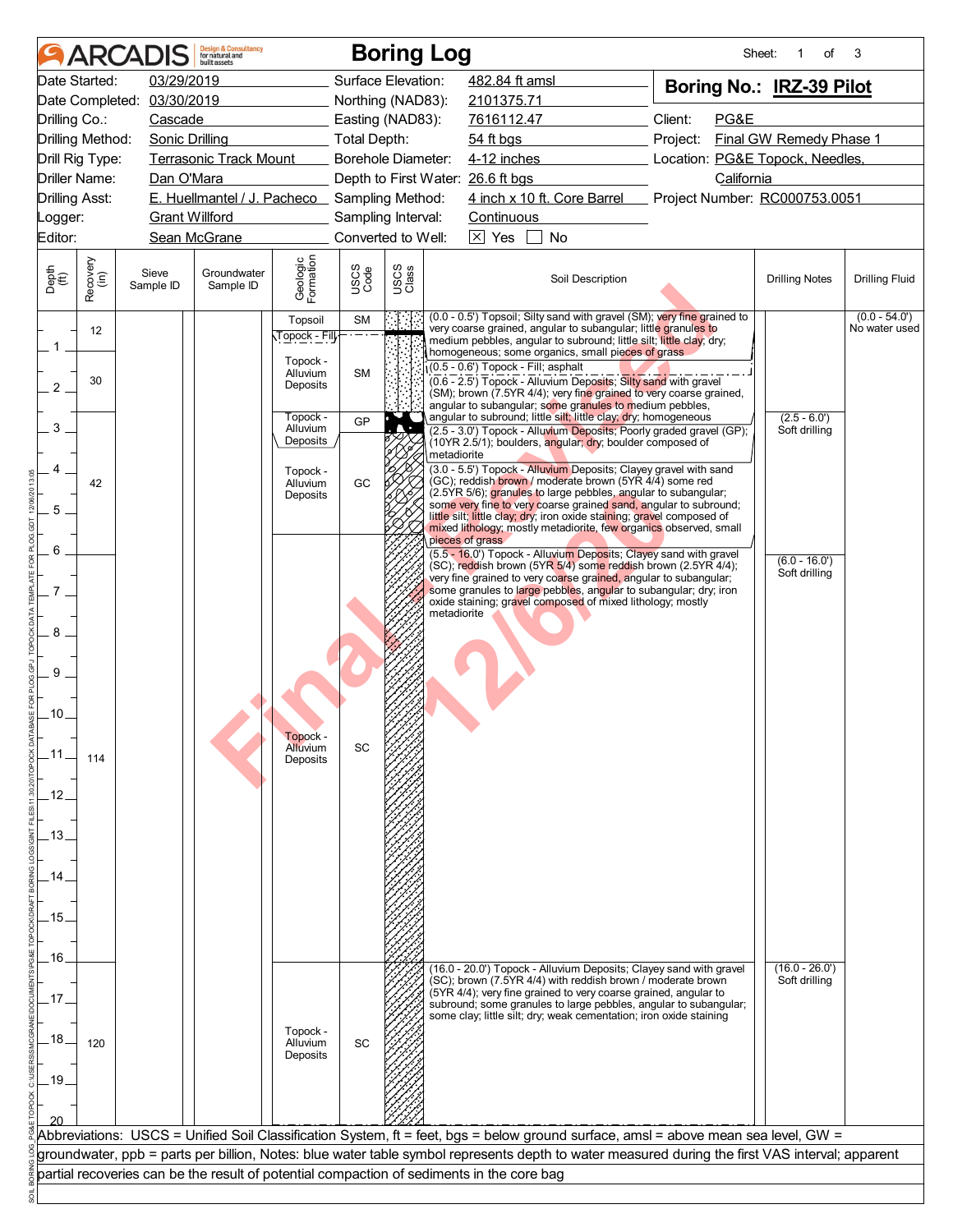# ARCADIS Boring Log

| | | | | | |
|---|---|---|---|---|---|
| Date Started: | 03/29/2019 | Surface Elevation: | 482.84 ft amsl | **Boring No.:** | **IRZ-39 Pilot** |
| Date Completed: | 03/30/2019 | Northing (NAD83): | 2101375.71 | | |
| Drilling Co.: | Cascade | Easting (NAD83): | 7616112.47 | Client: | PG&E |
| Drilling Method: | Sonic Drilling | Total Depth: | 54 ft bgs | Project: | Final GW Remedy Phase 1 |
| Drill Rig Type: | Terrasonic Track Mount | Borehole Diameter: | 4-12 inches | Location: | PG&E Topock, Needles, California |
| Driller Name: | Dan O'Mara | Depth to First Water: | 26.6 ft bgs | | |
| Drilling Asst: | E. Huellmantel / J. Pacheco | Sampling Method: | 4 inch x 10 ft. Core Barrel | Project Number: | RC000753.0051 |
| Logger: | Grant Willford | Sampling Interval: | Continuous | | |
| Editor: | Sean McGrane | Converted to Well: | ☒ Yes ☐ No | | |

| Depth (ft) | Recovery (in) | Sieve Sample ID | Groundwater Sample ID | Geologic Formation | USCS Code | Soil Description | Drilling Notes | Drilling Fluid |
|---|---|---|---|---|---|---|---|---|
| 0.0 - 0.5 | 12 | | | Topsoil | SM | (0.0 - 0.5') Topsoil; Silty sand with gravel (SM); very fine grained to very coarse grained, angular to subangular; little granules to medium pebbles, angular to subround; little silt; little clay; dry; homogeneous; some organics, small pieces of grass | | (0.0 - 54.0') No water used |
| 0.5 - 0.6 | | | | Topock - Fill | | (0.5 - 0.6') Topock - Fill; asphalt | | |
| 0.6 - 2.5 | 30 | | | Topock - Alluvium Deposits | SM | (0.6 - 2.5') Topock - Alluvium Deposits; Silty sand with gravel (SM); brown (7.5YR 4/4); very fine grained to very coarse grained, angular to subangular; some granules to medium pebbles, angular to subround; little silt; little clay; dry; homogeneous | | |
| 2.5 - 3.0 | | | | Topock - Alluvium Deposits | GP | (2.5 - 3.0') Topock - Alluvium Deposits; Poorly graded gravel (GP); (10YR 2.5/1); boulders, angular; dry; boulder composed of metadiorite | (2.5 - 6.0') Soft drilling | |
| 3.0 - 5.5 | 42 | | | Topock - Alluvium Deposits | GC | (3.0 - 5.5') Topock - Alluvium Deposits; Clayey gravel with sand (GC); reddish brown / moderate brown (5YR 4/4) some red (2.5YR 5/6); granules to large pebbles, angular to subangular; some very fine to very coarse grained sand, angular to subround; little silt; little clay; dry; iron oxide staining; gravel composed of mixed lithology; mostly metadiorite, few organics observed, small pieces of grass | | |
| 5.5 - 16.0 | 114 | | | Topock - Alluvium Deposits | SC | (5.5 - 16.0') Topock - Alluvium Deposits; Clayey sand with gravel (SC); reddish brown (5YR 5/4) some reddish brown (2.5YR 4/4); very fine grained to very coarse grained, angular to subangular; some granules to large pebbles, angular to subangular; dry; iron oxide staining; gravel composed of mixed lithology; mostly metadiorite | (6.0 - 16.0') Soft drilling | |
| 16.0 - 20.0 | 120 | | | Topock - Alluvium Deposits | SC | (16.0 - 20.0') Topock - Alluvium Deposits; Clayey sand with gravel (SC); brown (7.5YR 4/4) with reddish brown / moderate brown (5YR 4/4); very fine grained to very coarse grained, angular to subround; some granules to large pebbles, angular to subangular; some clay; little silt; dry; weak cementation; iron oxide staining | (16.0 - 26.0') Soft drilling | |

Abbreviations: USCS = Unified Soil Classification System, ft = feet, bgs = below ground surface, amsl = above mean sea level, GW = groundwater, ppb = parts per billion, Notes: blue water table symbol represents depth to water measured during the first VAS interval; apparent partial recoveries can be the result of potential compaction of sediments in the core bag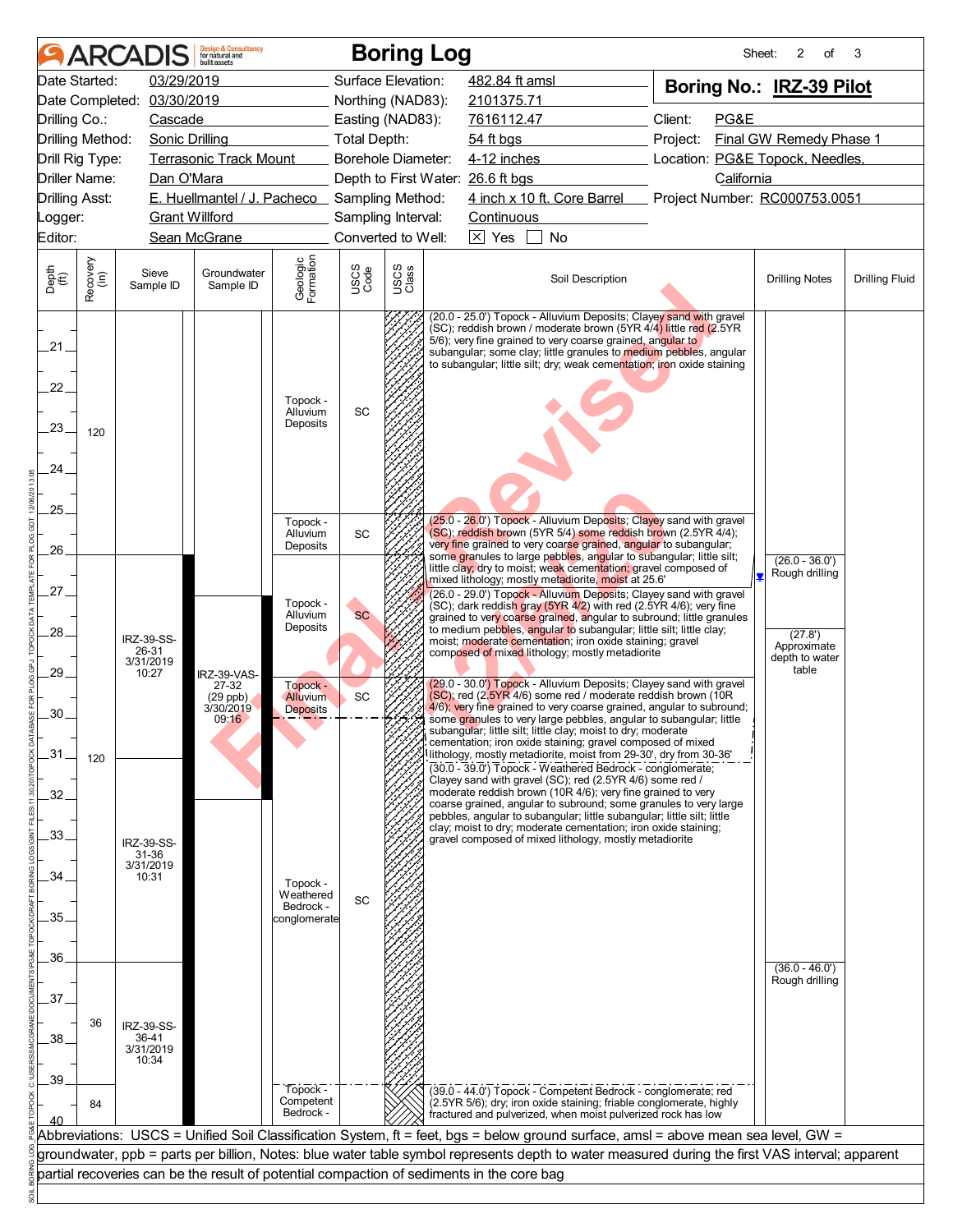# ARCADIS Boring Log

Sheet: 2 of 3

| | | | | | |
|---|---|---|---|---|---|
| Date Started: | 03/29/2019 | Surface Elevation: | 482.84 ft amsl | **Boring No.:** | **IRZ-39 Pilot** |
| Date Completed: | 03/30/2019 | Northing (NAD83): | 2101375.71 | | |
| Drilling Co.: | Cascade | Easting (NAD83): | 7616112.47 | Client: | PG&E |
| Drilling Method: | Sonic Drilling | Total Depth: | 54 ft bgs | Project: | Final GW Remedy Phase 1 |
| Drill Rig Type: | Terrasonic Track Mount | Borehole Diameter: | 4-12 inches | Location: | PG&E Topock, Needles, California |
| Driller Name: | Dan O'Mara | Depth to First Water: | 26.6 ft bgs | | |
| Drilling Asst: | E. Huellmantel / J. Pacheco | Sampling Method: | 4 inch x 10 ft. Core Barrel | Project Number: | RC000753.0051 |
| Logger: | Grant Willford | Sampling Interval: | Continuous | | |
| Editor: | Sean McGrane | Converted to Well: | [X] Yes [ ] No | | |

| Depth (ft) | Recovery (in) | Sieve Sample ID | Groundwater Sample ID | Geologic Formation | USCS Code | Soil Description | Drilling Notes |
|---|---|---|---|---|---|---|---|
| 20-25 | 120 | | | Topock - Alluvium Deposits | SC | (20.0 - 25.0') Topock - Alluvium Deposits; Clayey sand with gravel (SC); reddish brown / moderate brown (5YR 4/4) little red (2.5YR 5/6); very fine grained to very coarse grained, angular to subangular; some clay; little granules to medium pebbles, angular to subangular; little silt; dry; weak cementation; iron oxide staining | |
| 25-26 | | | | Topock - Alluvium Deposits | SC | (25.0 - 26.0') Topock - Alluvium Deposits; Clayey sand with gravel (SC); reddish brown (5YR 5/4) some reddish brown (2.5YR 4/4); very fine grained to very coarse grained, angular to subangular; some granules to large pebbles, angular to subangular; little silt; little clay; dry to moist; weak cementation; gravel composed of mixed lithology; mostly metadiorite, moist at 25.6' | (26.0 - 36.0') Rough drilling |
| 26-29 | 120 | IRZ-39-SS-26-31 3/31/2019 10:27 | IRZ-39-VAS-27-32 (29 ppb) 3/30/2019 09:16 | Topock - Alluvium Deposits | SC | (26.0 - 29.0') Topock - Alluvium Deposits; Clayey sand with gravel (SC); dark reddish gray (5YR 4/2) with red (2.5YR 4/6); very fine grained to very coarse grained, angular to subround; little granules to medium pebbles, angular to subangular; little silt; little clay; moist; moderate cementation; iron oxide staining; gravel composed of mixed lithology; mostly metadiorite | (27.8') Approximate depth to water table |
| 29-30 | | | | Topock - Alluvium Deposits | SC | (29.0 - 30.0') Topock - Alluvium Deposits; Clayey sand with gravel (SC); red (2.5YR 4/6) some red / moderate reddish brown (10R 4/6); very fine grained to very coarse grained, angular to subround; some granules to very large pebbles, angular to subangular; little subangular; little silt; little clay; moist to dry; moderate cementation; iron oxide staining; gravel composed of mixed lithology, mostly metadiorite, moist from 29-30', dry from 30-36' | |
| 30-39 | | IRZ-39-SS-31-36 3/31/2019 10:31 | | Topock - Weathered Bedrock - conglomerate | SC | (30.0 - 39.0') Topock - Weathered Bedrock - conglomerate; Clayey sand with gravel (SC); red (2.5YR 4/6) some red / moderate reddish brown (10R 4/6); very fine grained to very coarse grained, angular to subround; some granules to very large pebbles, angular to subangular; little subangular; little silt; little clay; moist to dry; moderate cementation; iron oxide staining; gravel composed of mixed lithology, mostly metadiorite | |
| 36-39 | 36 | IRZ-39-SS-36-41 3/31/2019 10:34 | | | | | (36.0 - 46.0') Rough drilling |
| 39-40 | 84 | | | Topock - Competent Bedrock - | | (39.0 - 44.0') Topock - Competent Bedrock - conglomerate; red (2.5YR 5/6); dry; iron oxide staining; friable conglomerate, highly fractured and pulverized, when moist pulverized rock has low | |

Abbreviations: USCS = Unified Soil Classification System, ft = feet, bgs = below ground surface, amsl = above mean sea level, GW = groundwater, ppb = parts per billion, Notes: blue water table symbol represents depth to water measured during the first VAS interval; apparent partial recoveries can be the result of potential compaction of sediments in the core bag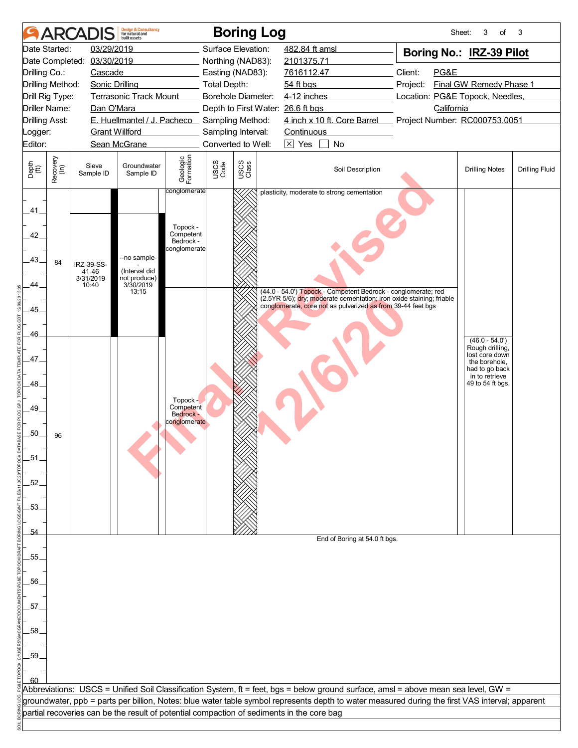# Boring Log

**Boring No.: IRZ-39 Pilot**

| | | | |
|---|---|---|---|
| Date Started: | 03/29/2019 | Surface Elevation: | 482.84 ft amsl |
| Date Completed: | 03/30/2019 | Northing (NAD83): | 2101375.71 |
| Drilling Co.: | Cascade | Easting (NAD83): | 7616112.47 |
| Drilling Method: | Sonic Drilling | Total Depth: | 54 ft bgs |
| Drill Rig Type: | Terrasonic Track Mount | Borehole Diameter: | 4-12 inches |
| Driller Name: | Dan O'Mara | Depth to First Water: | 26.6 ft bgs |
| Drilling Asst: | E. Huellmantel / J. Pacheco | Sampling Method: | 4 inch x 10 ft. Core Barrel |
| Logger: | Grant Willford | Sampling Interval: | Continuous |
| Editor: | Sean McGrane | Converted to Well: | ☒ Yes ☐ No |

Client: PG&E
Project: Final GW Remedy Phase 1
Location: PG&E Topock, Needles, California
Project Number: RC000753.0051

| Depth (ft) | Recovery (in) | Sieve Sample ID | Groundwater Sample ID | Geologic Formation | USCS Code | USCS Class | Soil Description | Drilling Notes | Drilling Fluid |
|---|---|---|---|---|---|---|---|---|---|
| 40-41 | | | | conglomerate | | | plasticity, moderate to strong cementation | | |
| 41-46 | 84 | IRZ-39-SS-41-46 3/31/2019 10:40 | --no sample-- (Interval did not produce) 3/30/2019 13:15 | Topock - Competent Bedrock - conglomerate | | | | | |
| 44-54 | | | | | | | (44.0 - 54.0') Topock - Competent Bedrock - conglomerate; red (2.5YR 5/6); dry; moderate cementation; iron oxide staining; friable conglomerate, core not as pulverized as from 39-44 feet bgs | | |
| 46-54 | 96 | | | Topock - Competent Bedrock - conglomerate | | | | (46.0 - 54.0') Rough drilling, lost core down the borehole, had to go back in to retrieve 49 to 54 ft bgs. | |

End of Boring at 54.0 ft bgs.

Abbreviations: USCS = Unified Soil Classification System, ft = feet, bgs = below ground surface, amsl = above mean sea level, GW = groundwater, ppb = parts per billion, Notes: blue water table symbol represents depth to water measured during the first VAS interval; apparent partial recoveries can be the result of potential compaction of sediments in the core bag

Final - Revised 12/6/20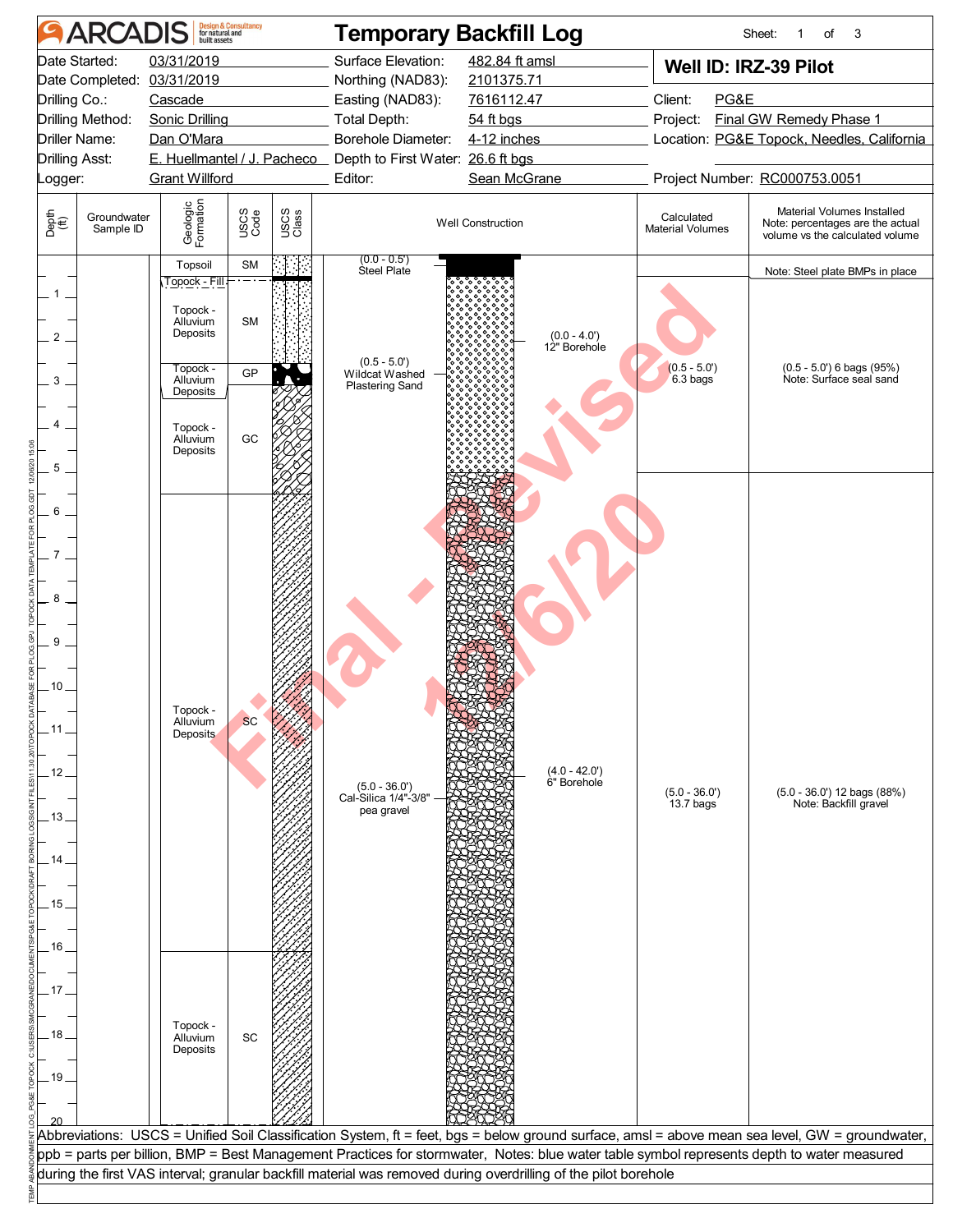# ARCADIS — Temporary Backfill Log

Sheet: 1 of 3

**Well ID: IRZ-39 Pilot**

| | | | |
|---|---|---|---|
| Date Started: | 03/31/2019 | Surface Elevation: | 482.84 ft amsl |
| Date Completed: | 03/31/2019 | Northing (NAD83): | 2101375.71 |
| Drilling Co.: | Cascade | Easting (NAD83): | 7616112.47 |
| Drilling Method: | Sonic Drilling | Total Depth: | 54 ft bgs |
| Driller Name: | Dan O'Mara | Borehole Diameter: | 4-12 inches |
| Drilling Asst: | E. Huellmantel / J. Pacheco | Depth to First Water: | 26.6 ft bgs |
| Logger: | Grant Willford | Editor: | Sean McGrane |

Client: PG&E
Project: Final GW Remedy Phase 1
Location: PG&E Topock, Needles, California
Project Number: RC000753.0051

| Depth (ft) | Groundwater Sample ID | Geologic Formation | USCS Code | Well Construction | Calculated Material Volumes | Material Volumes Installed (Note: percentages are the actual volume vs the calculated volume) |
|---|---|---|---|---|---|---|
| 0–0.5 | | Topsoil | SM | (0.0 - 0.5') Steel Plate | | Note: Steel plate BMPs in place |
| ~0.5 | | Topock - Fill | | | | |
| 0.5–2.5 | | Topock - Alluvium Deposits | SM | (0.0 - 4.0') 12" Borehole | | |
| 2.5–3 | | Topock - Alluvium Deposits | GP | (0.5 - 5.0') Wildcat Washed Plastering Sand | (0.5 - 5.0') 6.3 bags | (0.5 - 5.0') 6 bags (95%) Note: Surface seal sand |
| 3–5.5 | | Topock - Alluvium Deposits | GC | | | |
| 5.5–16 | | Topock - Alluvium Deposits | SC | (4.0 - 42.0') 6" Borehole; (5.0 - 36.0') Cal-Silica 1/4"-3/8" pea gravel | (5.0 - 36.0') 13.7 bags | (5.0 - 36.0') 12 bags (88%) Note: Backfill gravel |
| 16–20 | | Topock - Alluvium Deposits | SC | | | |

Abbreviations: USCS = Unified Soil Classification System, ft = feet, bgs = below ground surface, amsl = above mean sea level, GW = groundwater, ppb = parts per billion, BMP = Best Management Practices for stormwater, Notes: blue water table symbol represents depth to water measured during the first VAS interval; granular backfill material was removed during overdrilling of the pilot borehole

Final - Revised 12/6/20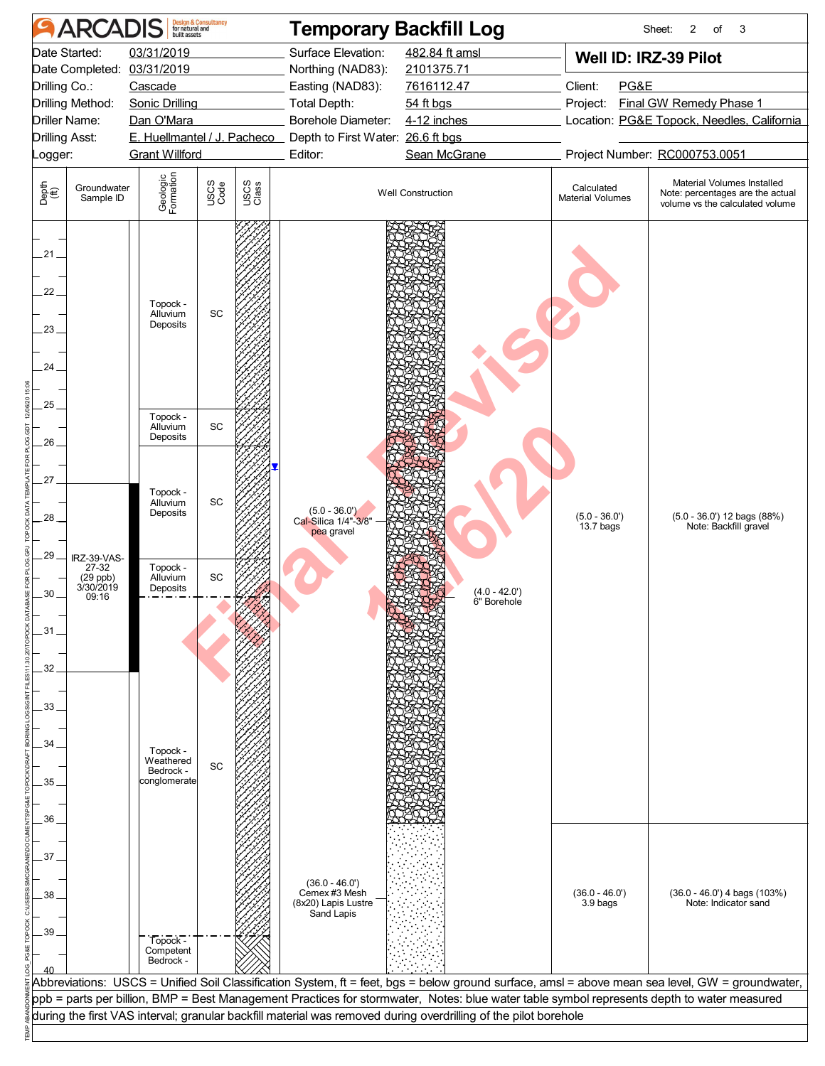# ARCADIS — Temporary Backfill Log

Sheet: 2 of 3

| | | | |
|---|---|---|---|
| Date Started: | 03/31/2019 | Surface Elevation: | 482.84 ft amsl |
| Date Completed: | 03/31/2019 | Northing (NAD83): | 2101375.71 |
| Drilling Co.: | Cascade | Easting (NAD83): | 7616112.47 |
| Drilling Method: | Sonic Drilling | Total Depth: | 54 ft bgs |
| Driller Name: | Dan O'Mara | Borehole Diameter: | 4-12 inches |
| Drilling Asst: | E. Huellmantel / J. Pacheco | Depth to First Water: | 26.6 ft bgs |
| Logger: | Grant Willford | Editor: | Sean McGrane |

**Well ID: IRZ-39 Pilot**

Client: PG&E
Project: Final GW Remedy Phase 1
Location: PG&E Topock, Needles, California
Project Number: RC000753.0051

| Depth (ft) | Groundwater Sample ID | Geologic Formation | USCS Code | Well Construction | Calculated Material Volumes | Material Volumes Installed (Note: percentages are the actual volume vs the calculated volume) |
|---|---|---|---|---|---|---|
| 21–25 | | Topock - Alluvium Deposits | SC | | | |
| 25–26 | | Topock - Alluvium Deposits | SC | | | |
| 26–29 | | Topock - Alluvium Deposits | SC | (5.0 - 36.0') Cal-Silica 1/4"-3/8" pea gravel | (5.0 - 36.0') 13.7 bags | (5.0 - 36.0') 12 bags (88%) Note: Backfill gravel |
| 29–30 | IRZ-39-VAS-27-32 (29 ppb) 3/30/2019 09:16 | Topock - Alluvium Deposits | SC | (4.0 - 42.0') 6" Borehole | | |
| 30–39 | | Topock - Weathered Bedrock - conglomerate | SC | (36.0 - 46.0') Cemex #3 Mesh (8x20) Lapis Lustre Sand Lapis | (36.0 - 46.0') 3.9 bags | (36.0 - 46.0') 4 bags (103%) Note: Indicator sand |
| 39–40 | | Topock - Competent Bedrock - | | | | |

Abbreviations: USCS = Unified Soil Classification System, ft = feet, bgs = below ground surface, amsl = above mean sea level, GW = groundwater, ppb = parts per billion, BMP = Best Management Practices for stormwater, Notes: blue water table symbol represents depth to water measured during the first VAS interval; granular backfill material was removed during overdrilling of the pilot borehole

Final - Revised 12/6/20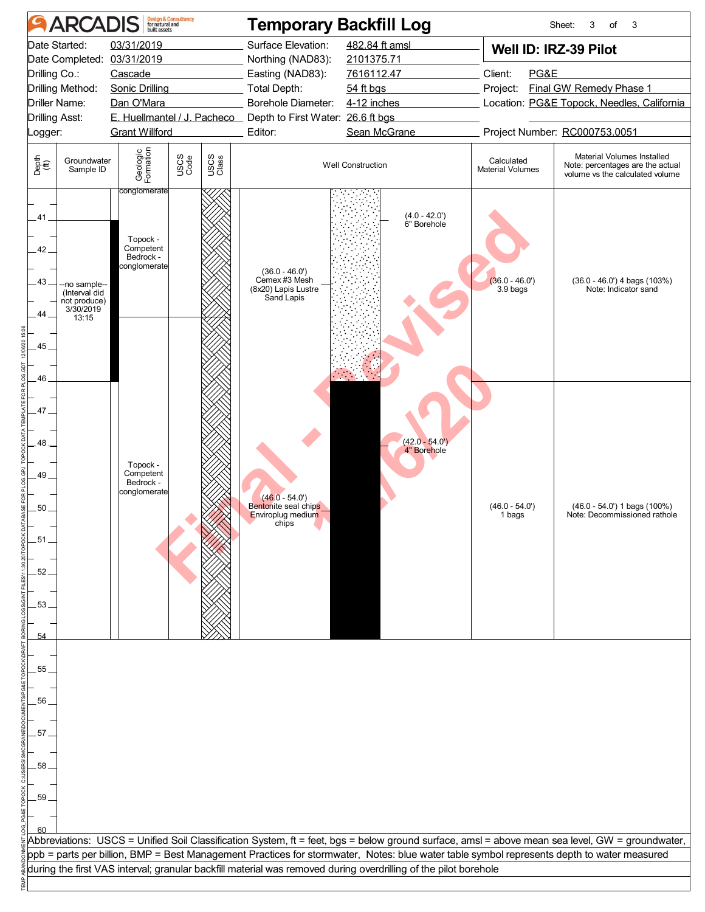# ARCADIS Design & Consultancy for natural and built assets

# Temporary Backfill Log

Sheet: 3 of 3

| | | | |
|---|---|---|---|
| Date Started: | 03/31/2019 | Surface Elevation: | 482.84 ft amsl |
| Date Completed: | 03/31/2019 | Northing (NAD83): | 2101375.71 |
| Drilling Co.: | Cascade | Easting (NAD83): | 7616112.47 |
| Drilling Method: | Sonic Drilling | Total Depth: | 54 ft bgs |
| Driller Name: | Dan O'Mara | Borehole Diameter: | 4-12 inches |
| Drilling Asst: | E. Huellmantel / J. Pacheco | Depth to First Water: | 26.6 ft bgs |
| Logger: | Grant Willford | Editor: | Sean McGrane |

**Well ID: IRZ-39 Pilot**

Client: PG&E
Project: Final GW Remedy Phase 1
Location: PG&E Topock, Needles, California
Project Number: RC000753.0051

| Depth (ft) | Groundwater Sample ID | Geologic Formation | USCS Code | USCS Class | Well Construction | Calculated Material Volumes | Material Volumes Installed Note: percentages are the actual volume vs the calculated volume |
|---|---|---|---|---|---|---|---|
| 40–41 | | conglomerate | | | (4.0 - 42.0') 6" Borehole | | |
| 41–44 | --no sample-- (Interval did not produce) 3/30/2019 13:15 | Topock - Competent Bedrock - conglomerate | | | (36.0 - 46.0') Cemex #3 Mesh (8x20) Lapis Lustre Sand Lapis | (36.0 - 46.0') 3.9 bags | (36.0 - 46.0') 4 bags (103%) Note: Indicator sand |
| 44–54 | | Topock - Competent Bedrock - conglomerate | | | (42.0 - 54.0') 4" Borehole; (46.0 - 54.0') Bentonite seal chips Enviroplug medium chips | (46.0 - 54.0') 1 bags | (46.0 - 54.0') 1 bags (100%) Note: Decommissioned rathole |

Final - Revised 12/6/20

Abbreviations: USCS = Unified Soil Classification System, ft = feet, bgs = below ground surface, amsl = above mean sea level, GW = groundwater, ppb = parts per billion, BMP = Best Management Practices for stormwater, Notes: blue water table symbol represents depth to water measured during the first VAS interval; granular backfill material was removed during overdrilling of the pilot borehole